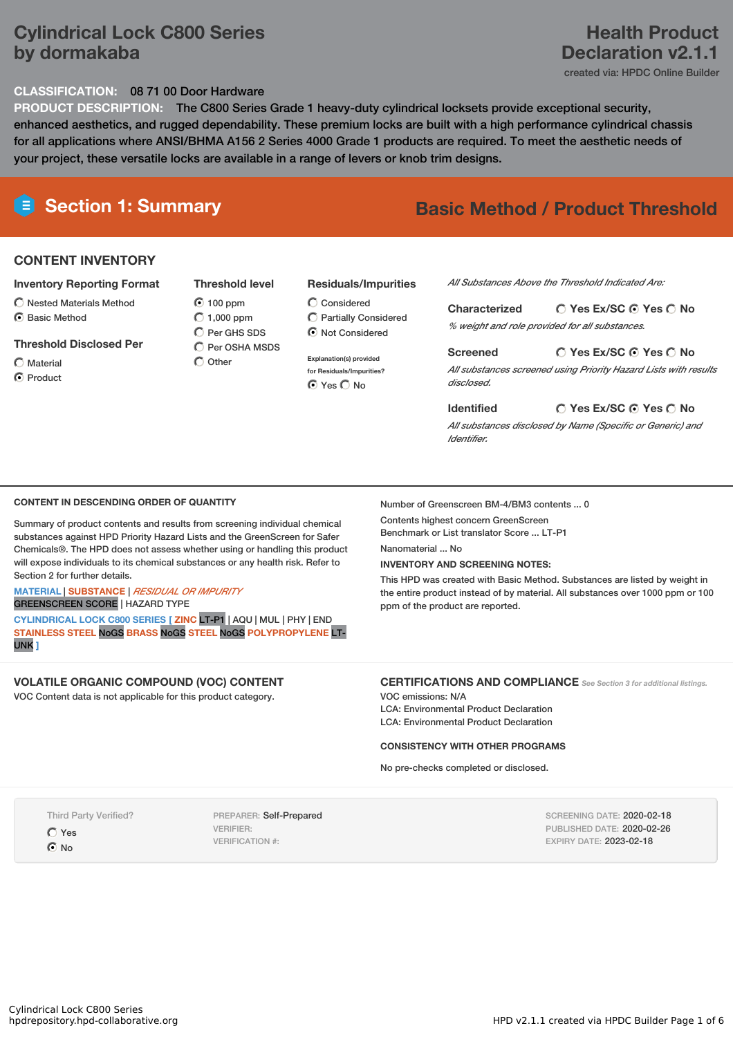# Cylindrical Lock C800 Series by dormakaba

**Health Product Declaration v2.1.1**

created via: HPDC Online Builder

**CLASSIFICATION:** 08 71 00 Door Hardware

**PRODUCT DESCRIPTION:** The C800 Series Grade 1 heavy-duty cylindrical locksets provide exceptional security, enhanced aesthetics, and rugged dependability. These premium locks are built with a high performance cylindrical chassis for all applications where ANSI/BHMA A156 2 Series 4000 Grade 1 products are required. To meet the aesthetic needs of your project, these versatile locks are available in a range of levers or knob trim designs.

## Section 1: Summary

**Basic Method / Product Threshold**

### CONTENT INVENTORY

**Inventory Reporting Format**
- ○ Nested Materials Method
- ◉ Basic Method

**Threshold Disclosed Per**
- ○ Material
- ◉ Product

**Threshold level**
- ◉ 100 ppm
- ○ 1,000 ppm
- ○ Per GHS SDS
- ○ Per OSHA MSDS
- ○ Other

**Residuals/Impurities**
- ○ Considered
- ○ Partially Considered
- ◉ Not Considered

Explanation(s) provided for Residuals/Impurities?
◉ Yes ○ No

*All Substances Above the Threshold Indicated Are:*

**Characterized** ○ Yes Ex/SC ◉ Yes ○ No
*% weight and role provided for all substances.*

**Screened** ○ Yes Ex/SC ◉ Yes ○ No
*All substances screened using Priority Hazard Lists with results disclosed.*

**Identified** ○ Yes Ex/SC ◉ Yes ○ No
*All substances disclosed by Name (Specific or Generic) and Identifier.*

### CONTENT IN DESCENDING ORDER OF QUANTITY

Summary of product contents and results from screening individual chemical substances against HPD Priority Hazard Lists and the GreenScreen for Safer Chemicals®. The HPD does not assess whether using or handling this product will expose individuals to its chemical substances or any health risk. Refer to Section 2 for further details.

MATERIAL | SUBSTANCE | *RESIDUAL OR IMPURITY*
GREENSCREEN SCORE | HAZARD TYPE

CYLINDRICAL LOCK C800 SERIES [ ZINC LT-P1 | AQU | MUL | PHY | END STAINLESS STEEL NoGS BRASS NoGS STEEL NoGS POLYPROPYLENE LT-UNK ]

Number of Greenscreen BM-4/BM3 contents ... 0

Contents highest concern GreenScreen Benchmark or List translator Score ... LT-P1

Nanomaterial ... No

**INVENTORY AND SCREENING NOTES:**

This HPD was created with Basic Method. Substances are listed by weight in the entire product instead of by material. All substances over 1000 ppm or 100 ppm of the product are reported.

### VOLATILE ORGANIC COMPOUND (VOC) CONTENT

VOC Content data is not applicable for this product category.

### CERTIFICATIONS AND COMPLIANCE

*See Section 3 for additional listings.*

VOC emissions: N/A
LCA: Environmental Product Declaration
LCA: Environmental Product Declaration

**CONSISTENCY WITH OTHER PROGRAMS**

No pre-checks completed or disclosed.

Third Party Verified?
- ○ Yes
- ◉ No

PREPARER: Self-Prepared
VERIFIER:
VERIFICATION #:

SCREENING DATE: 2020-02-18
PUBLISHED DATE: 2020-02-26
EXPIRY DATE: 2023-02-18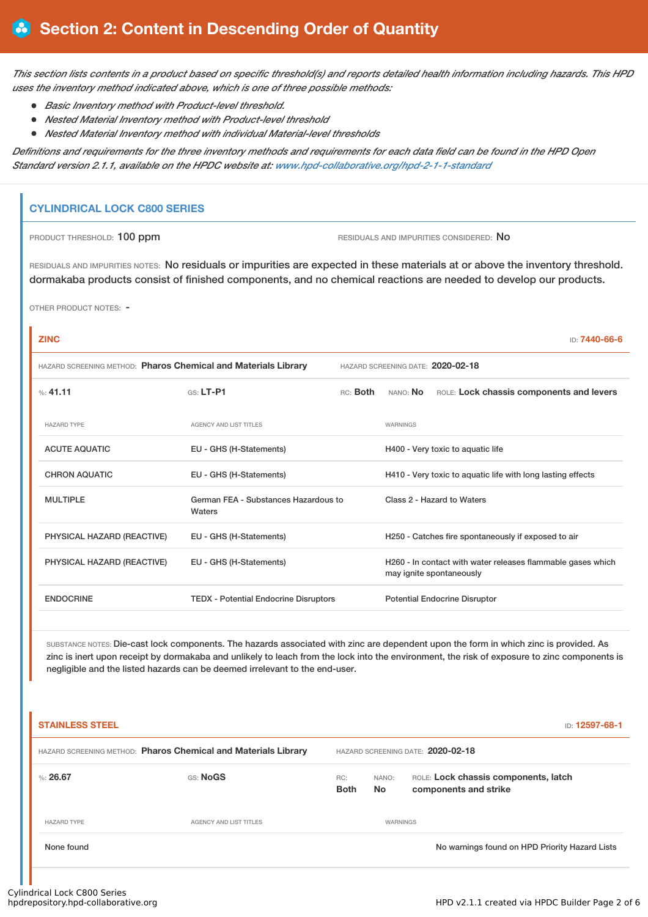# Section 2: Content in Descending Order of Quantity

*This section lists contents in a product based on specific threshold(s) and reports detailed health information including hazards. This HPD uses the inventory method indicated above, which is one of three possible methods:*

- *Basic Inventory method with Product-level threshold.*
- *Nested Material Inventory method with Product-level threshold*
- *Nested Material Inventory method with individual Material-level thresholds*

*Definitions and requirements for the three inventory methods and requirements for each data field can be found in the HPD Open Standard version 2.1.1, available on the HPDC website at: www.hpd-collaborative.org/hpd-2-1-1-standard*

## CYLINDRICAL LOCK C800 SERIES

PRODUCT THRESHOLD: 100 ppm

RESIDUALS AND IMPURITIES CONSIDERED: No

RESIDUALS AND IMPURITIES NOTES: No residuals or impurities are expected in these materials at or above the inventory threshold. dormakaba products consist of finished components, and no chemical reactions are needed to develop our products.

OTHER PRODUCT NOTES: -

### ZINC

ID: 7440-66-6

HAZARD SCREENING METHOD: **Pharos Chemical and Materials Library**

HAZARD SCREENING DATE: **2020-02-18**

%: **41.11** | GS: **LT-P1** | RC: **Both** | NANO: **No** | ROLE: **Lock chassis components and levers**

| HAZARD TYPE | AGENCY AND LIST TITLES | WARNINGS |
| --- | --- | --- |
| ACUTE AQUATIC | EU - GHS (H-Statements) | H400 - Very toxic to aquatic life |
| CHRON AQUATIC | EU - GHS (H-Statements) | H410 - Very toxic to aquatic life with long lasting effects |
| MULTIPLE | German FEA - Substances Hazardous to Waters | Class 2 - Hazard to Waters |
| PHYSICAL HAZARD (REACTIVE) | EU - GHS (H-Statements) | H250 - Catches fire spontaneously if exposed to air |
| PHYSICAL HAZARD (REACTIVE) | EU - GHS (H-Statements) | H260 - In contact with water releases flammable gases which may ignite spontaneously |
| ENDOCRINE | TEDX - Potential Endocrine Disruptors | Potential Endocrine Disruptor |

SUBSTANCE NOTES: Die-cast lock components. The hazards associated with zinc are dependent upon the form in which zinc is provided. As zinc is inert upon receipt by dormakaba and unlikely to leach from the lock into the environment, the risk of exposure to zinc components is negligible and the listed hazards can be deemed irrelevant to the end-user.

### STAINLESS STEEL

ID: 12597-68-1

HAZARD SCREENING METHOD: **Pharos Chemical and Materials Library**

HAZARD SCREENING DATE: **2020-02-18**

%: **26.67** | GS: **NoGS** | RC: **Both** | NANO: **No** | ROLE: **Lock chassis components, latch components and strike**

| HAZARD TYPE | AGENCY AND LIST TITLES | WARNINGS |
| --- | --- | --- |
| None found | | No warnings found on HPD Priority Hazard Lists |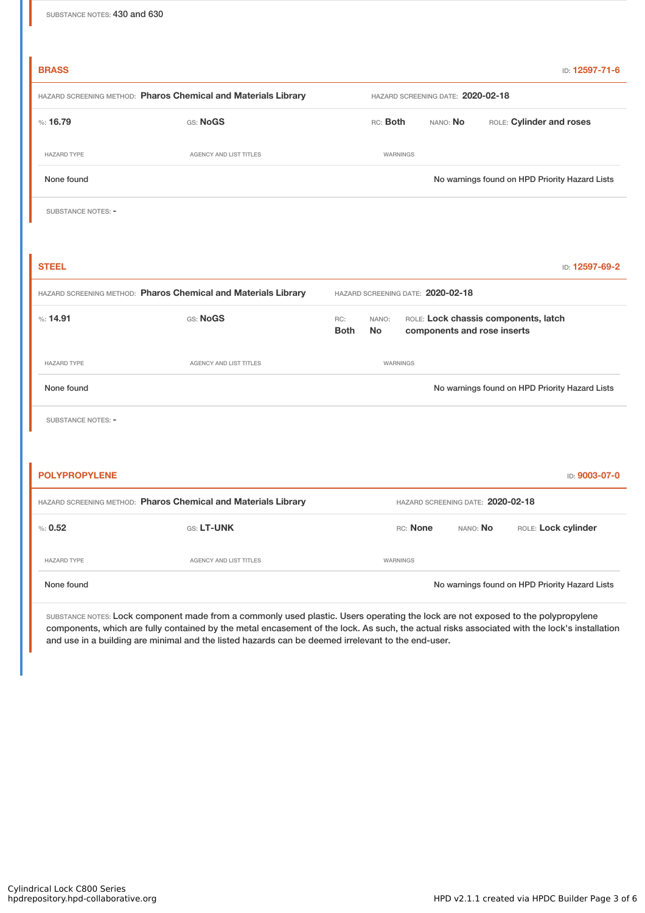SUBSTANCE NOTES: 430 and 630

## BRASS

ID: 12597-71-6

HAZARD SCREENING METHOD: **Pharos Chemical and Materials Library** HAZARD SCREENING DATE: **2020-02-18**

%: **16.79** GS: **NoGS** RC: **Both** NANO: **No** ROLE: **Cylinder and roses**

| HAZARD TYPE | AGENCY AND LIST TITLES | WARNINGS |
| --- | --- | --- |
| None found | | No warnings found on HPD Priority Hazard Lists |

SUBSTANCE NOTES: -

## STEEL

ID: 12597-69-2

HAZARD SCREENING METHOD: **Pharos Chemical and Materials Library** HAZARD SCREENING DATE: **2020-02-18**

%: **14.91** GS: **NoGS** RC: **Both** NANO: **No** ROLE: **Lock chassis components, latch components and rose inserts**

| HAZARD TYPE | AGENCY AND LIST TITLES | WARNINGS |
| --- | --- | --- |
| None found | | No warnings found on HPD Priority Hazard Lists |

SUBSTANCE NOTES: -

## POLYPROPYLENE

ID: 9003-07-0

HAZARD SCREENING METHOD: **Pharos Chemical and Materials Library** HAZARD SCREENING DATE: **2020-02-18**

%: **0.52** GS: **LT-UNK** RC: **None** NANO: **No** ROLE: **Lock cylinder**

| HAZARD TYPE | AGENCY AND LIST TITLES | WARNINGS |
| --- | --- | --- |
| None found | | No warnings found on HPD Priority Hazard Lists |

SUBSTANCE NOTES: Lock component made from a commonly used plastic. Users operating the lock are not exposed to the polypropylene components, which are fully contained by the metal encasement of the lock. As such, the actual risks associated with the lock's installation and use in a building are minimal and the listed hazards can be deemed irrelevant to the end-user.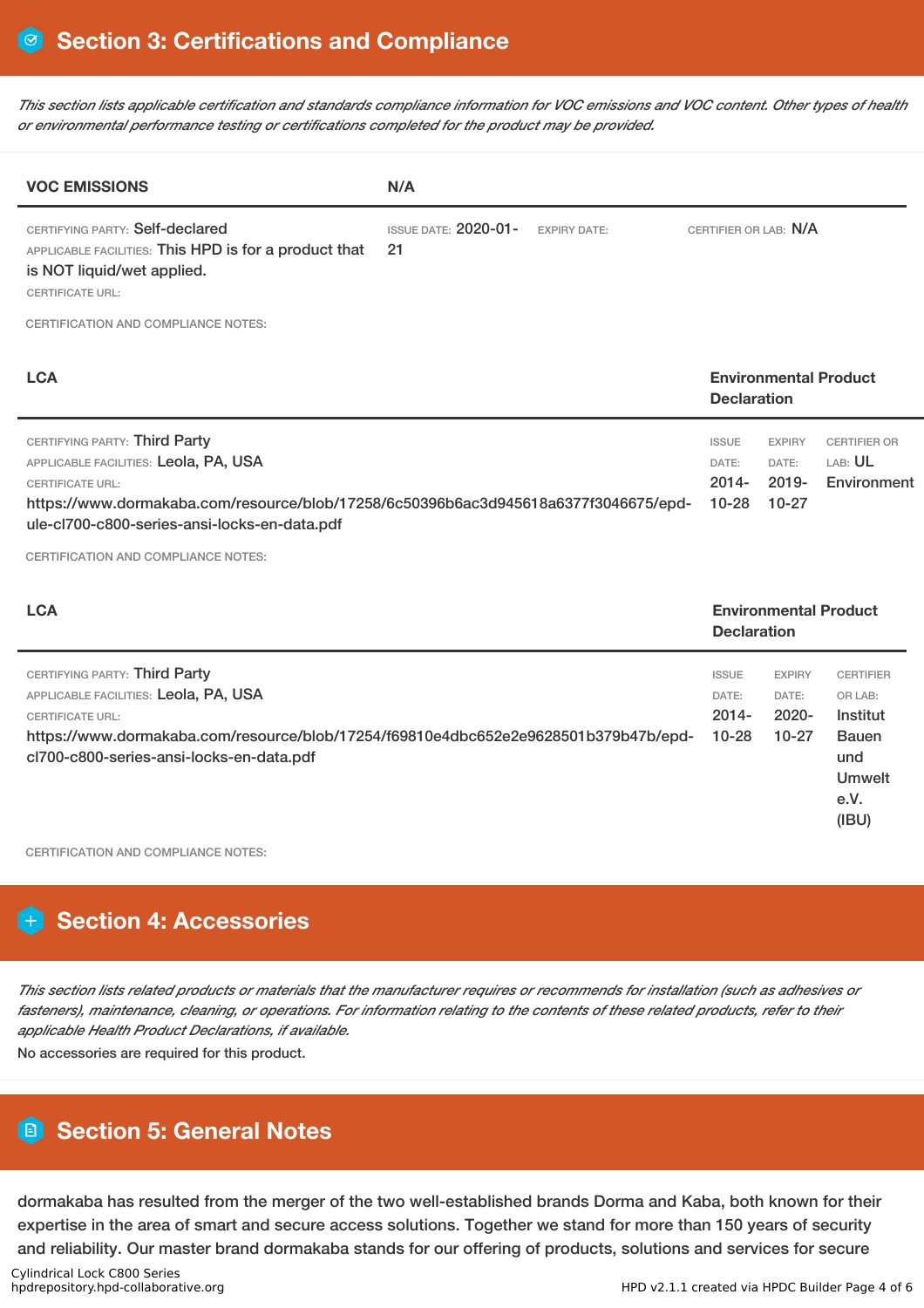## Section 3: Certifications and Compliance

*This section lists applicable certification and standards compliance information for VOC emissions and VOC content. Other types of health or environmental performance testing or certifications completed for the product may be provided.*

| **VOC EMISSIONS** | **N/A** | | |
|---|---|---|---|
| CERTIFYING PARTY: Self-declared<br>APPLICABLE FACILITIES: This HPD is for a product that is NOT liquid/wet applied.<br>CERTIFICATE URL: | ISSUE DATE: 2020-01-21 | EXPIRY DATE: | CERTIFIER OR LAB: N/A |

CERTIFICATION AND COMPLIANCE NOTES:

| **LCA** | **Environmental Product Declaration** | | |
|---|---|---|---|
| CERTIFYING PARTY: Third Party<br>APPLICABLE FACILITIES: Leola, PA, USA<br>CERTIFICATE URL:<br>https://www.dormakaba.com/resource/blob/17258/6c50396b6ac3d945618a6377f3046675/epd-ule-cl700-c800-series-ansi-locks-en-data.pdf | ISSUE DATE: 2014-10-28 | EXPIRY DATE: 2019-10-27 | CERTIFIER OR LAB: UL Environment |

CERTIFICATION AND COMPLIANCE NOTES:

| **LCA** | **Environmental Product Declaration** | | |
|---|---|---|---|
| CERTIFYING PARTY: Third Party<br>APPLICABLE FACILITIES: Leola, PA, USA<br>CERTIFICATE URL:<br>https://www.dormakaba.com/resource/blob/17254/f69810e4dbc652e2e9628501b379b47b/epd-cl700-c800-series-ansi-locks-en-data.pdf | ISSUE DATE: 2014-10-28 | EXPIRY DATE: 2020-10-27 | CERTIFIER OR LAB: Institut Bauen und Umwelt e.V. (IBU) |

CERTIFICATION AND COMPLIANCE NOTES:

## Section 4: Accessories

*This section lists related products or materials that the manufacturer requires or recommends for installation (such as adhesives or fasteners), maintenance, cleaning, or operations. For information relating to the contents of these related products, refer to their applicable Health Product Declarations, if available.*

No accessories are required for this product.

## Section 5: General Notes

dormakaba has resulted from the merger of the two well-established brands Dorma and Kaba, both known for their expertise in the area of smart and secure access solutions. Together we stand for more than 150 years of security and reliability. Our master brand dormakaba stands for our offering of products, solutions and services for secure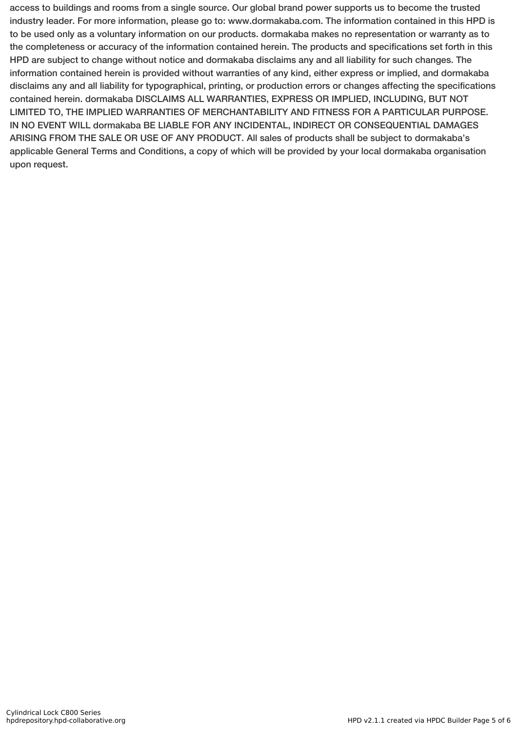access to buildings and rooms from a single source. Our global brand power supports us to become the trusted industry leader. For more information, please go to: www.dormakaba.com. The information contained in this HPD is to be used only as a voluntary information on our products. dormakaba makes no representation or warranty as to the completeness or accuracy of the information contained herein. The products and specifications set forth in this HPD are subject to change without notice and dormakaba disclaims any and all liability for such changes. The information contained herein is provided without warranties of any kind, either express or implied, and dormakaba disclaims any and all liability for typographical, printing, or production errors or changes affecting the specifications contained herein. dormakaba DISCLAIMS ALL WARRANTIES, EXPRESS OR IMPLIED, INCLUDING, BUT NOT LIMITED TO, THE IMPLIED WARRANTIES OF MERCHANTABILITY AND FITNESS FOR A PARTICULAR PURPOSE. IN NO EVENT WILL dormakaba BE LIABLE FOR ANY INCIDENTAL, INDIRECT OR CONSEQUENTIAL DAMAGES ARISING FROM THE SALE OR USE OF ANY PRODUCT. All sales of products shall be subject to dormakaba's applicable General Terms and Conditions, a copy of which will be provided by your local dormakaba organisation upon request.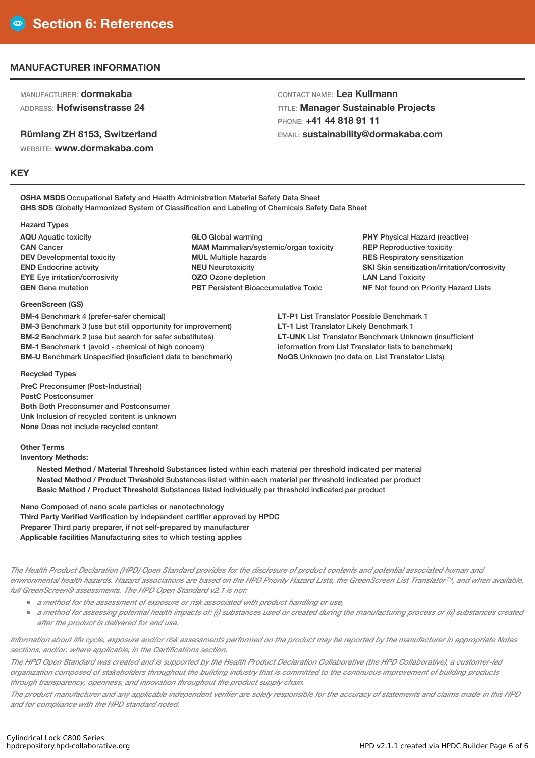# Section 6: References

## MANUFACTURER INFORMATION

MANUFACTURER: **dormakaba**
ADDRESS: **Hofwisenstrasse 24**

**Rümlang ZH 8153, Switzerland**
WEBSITE: **www.dormakaba.com**

CONTACT NAME: **Lea Kullmann**
TITLE: **Manager Sustainable Projects**
PHONE: **+41 44 818 91 11**
EMAIL: **sustainability@dormakaba.com**

## KEY

**OSHA MSDS** Occupational Safety and Health Administration Material Safety Data Sheet
**GHS SDS** Globally Harmonized System of Classification and Labeling of Chemicals Safety Data Sheet

**Hazard Types**

**AQU** Aquatic toxicity
**CAN** Cancer
**DEV** Developmental toxicity
**END** Endocrine activity
**EYE** Eye irritation/corrosivity
**GEN** Gene mutation
**GLO** Global warming
**MAM** Mammalian/systemic/organ toxicity
**MUL** Multiple hazards
**NEU** Neurotoxicity
**OZO** Ozone depletion
**PBT** Persistent Bioaccumulative Toxic
**PHY** Physical Hazard (reactive)
**REP** Reproductive toxicity
**RES** Respiratory sensitization
**SKI** Skin sensitization/irritation/corrosivity
**LAN** Land Toxicity
**NF** Not found on Priority Hazard Lists

**GreenScreen (GS)**

**BM-4** Benchmark 4 (prefer-safer chemical)
**BM-3** Benchmark 3 (use but still opportunity for improvement)
**BM-2** Benchmark 2 (use but search for safer substitutes)
**BM-1** Benchmark 1 (avoid - chemical of high concern)
**BM-U** Benchmark Unspecified (insuficient data to benchmark)
**LT-P1** List Translator Possible Benchmark 1
**LT-1** List Translator Likely Benchmark 1
**LT-UNK** List Translator Benchmark Unknown (insufficient information from List Translator lists to benchmark)
**NoGS** Unknown (no data on List Translator Lists)

**Recycled Types**

**PreC** Preconsumer (Post-Industrial)
**PostC** Postconsumer
**Both** Both Preconsumer and Postconsumer
**Unk** Inclusion of recycled content is unknown
**None** Does not include recycled content

**Other Terms**
**Inventory Methods:**

- **Nested Method / Material Threshold** Substances listed within each material per threshold indicated per material
- **Nested Method / Product Threshold** Substances listed within each material per threshold indicated per product
- **Basic Method / Product Threshold** Substances listed individually per threshold indicated per product

**Nano** Composed of nano scale particles or nanotechnology
**Third Party Verified** Verification by independent certifier approved by HPDC
**Preparer** Third party preparer, if not self-prepared by manufacturer
**Applicable facilities** Manufacturing sites to which testing applies

*The Health Product Declaration (HPD) Open Standard provides for the disclosure of product contents and potential associated human and environmental health hazards. Hazard associations are based on the HPD Priority Hazard Lists, the GreenScreen List Translator™, and when available, full GreenScreen® assessments. The HPD Open Standard v2.1 is not:*

- *a method for the assessment of exposure or risk associated with product handling or use,*
- *a method for assessing potential health impacts of: (i) substances used or created during the manufacturing process or (ii) substances created after the product is delivered for end use.*

*Information about life cycle, exposure and/or risk assessments performed on the product may be reported by the manufacturer in appropriate Notes sections, and/or, where applicable, in the Certifications section.*

*The HPD Open Standard was created and is supported by the Health Product Declaration Collaborative (the HPD Collaborative), a customer-led organization composed of stakeholders throughout the building industry that is committed to the continuous improvement of building products through transparency, openness, and innovation throughout the product supply chain.*

*The product manufacturer and any applicable independent verifier are solely responsible for the accuracy of statements and claims made in this HPD and for compliance with the HPD standard noted.*